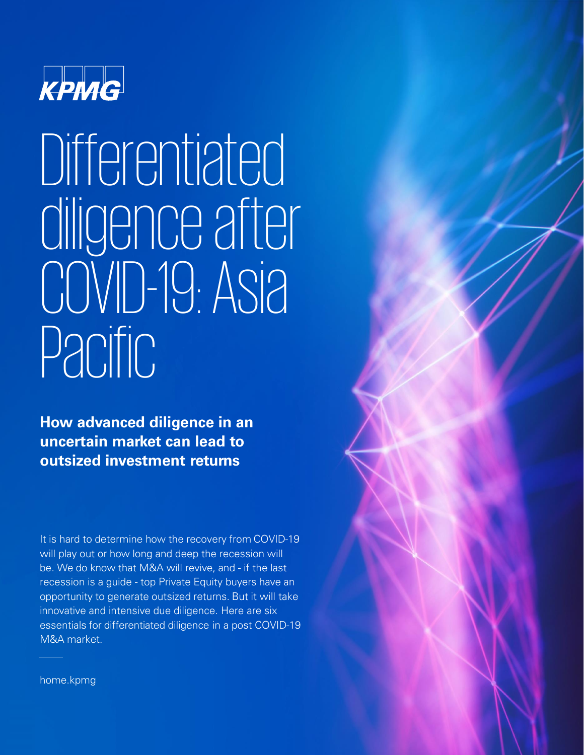KPMG

# Differentiated diligence after COVID-19: Asia Pacific

**How advanced diligence in an uncertain market can lead to outsized investment returns**

It is hard to determine how the recovery from COVID-19 will play out or how long and deep the recession will be. We do know that M&A will revive, and - if the last recession is a guide - top Private Equity buyers have an opportunity to generate outsized returns. But it will take innovative and intensive due diligence. Here are six essentials for differentiated diligence in a post COVID-19 M&A market.

home.kpmg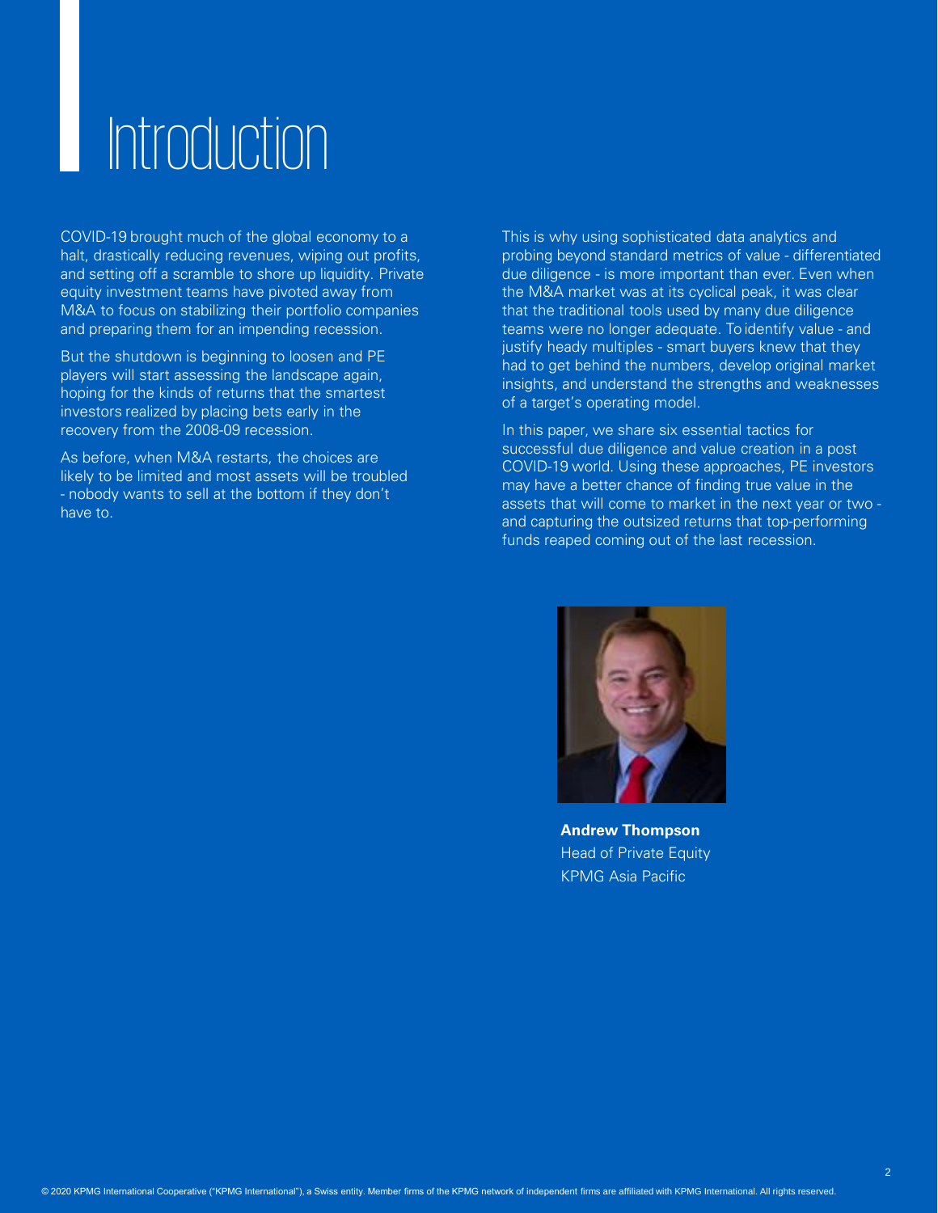# Introduction

COVID-19 brought much of the global economy to a halt, drastically reducing revenues, wiping out profits, and setting off a scramble to shore up liquidity. Private equity investment teams have pivoted away from M&A to focus on stabilizing their portfolio companies and preparing them for an impending recession.

But the shutdown is beginning to loosen and PE players will start assessing the landscape again, hoping for the kinds of returns that the smartest investors realized by placing bets early in the recovery from the 2008-09 recession.

As before, when M&A restarts, the choices are likely to be limited and most assets will be troubled - nobody wants to sell at the bottom if they don't have to.

This is why using sophisticated data analytics and probing beyond standard metrics of value - differentiated due diligence - is more important than ever. Even when the M&A market was at its cyclical peak, it was clear that the traditional tools used by many due diligence teams were no longer adequate. To identify value - and justify heady multiples - smart buyers knew that they had to get behind the numbers, develop original market insights, and understand the strengths and weaknesses of a target's operating model.

In this paper, we share six essential tactics for successful due diligence and value creation in a post COVID-19 world. Using these approaches, PE investors may have a better chance of finding true value in the assets that will come to market in the next year or two - and capturing the outsized returns that top-performing funds reaped coming out of the last recession.

**Andrew Thompson**
Head of Private Equity
KPMG Asia Pacific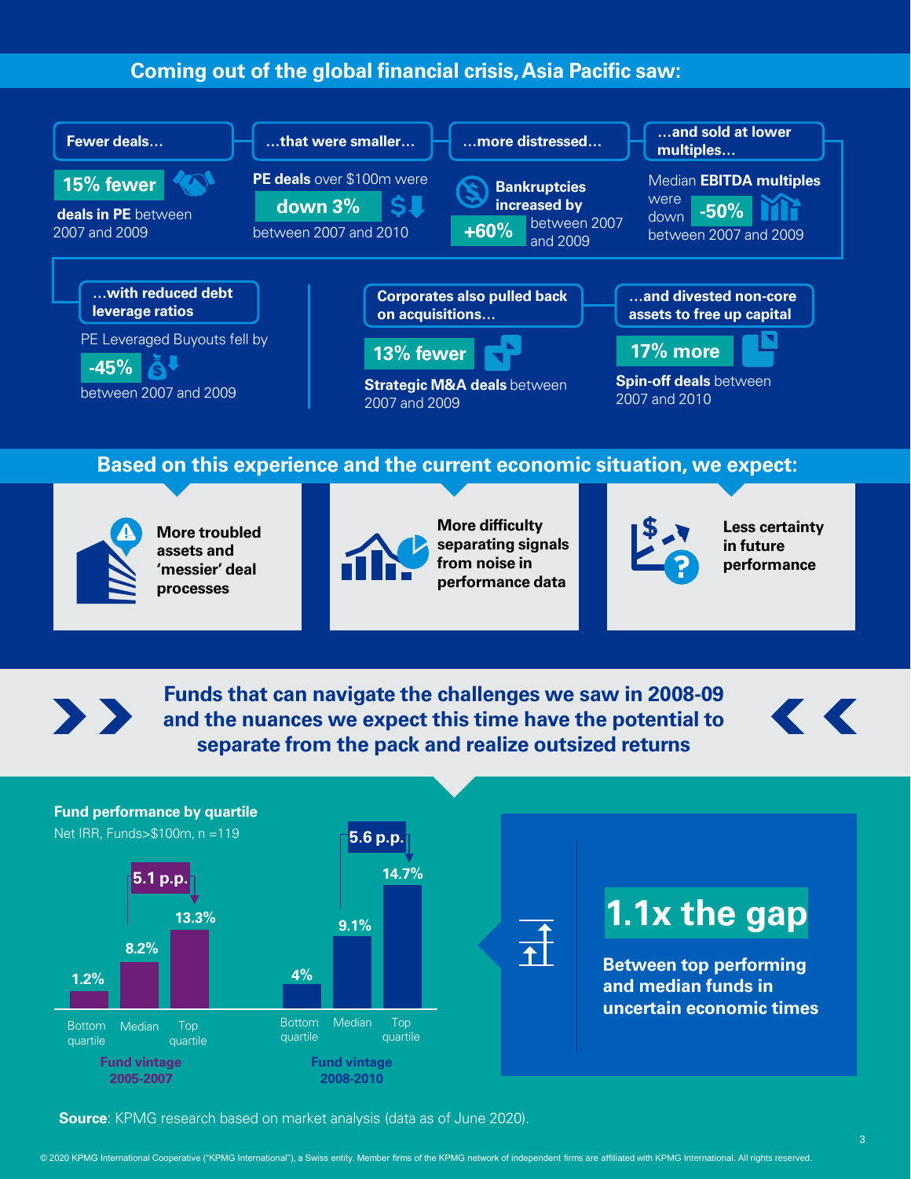## Coming out of the global financial crisis, Asia Pacific saw:

**Fewer deals…**

**15% fewer**

**deals in PE** between 2007 and 2009

**…that were smaller…**

**PE deals** over $100m were **down 3%** between 2007 and 2010

**…more distressed…**

**Bankruptcies increased by +60%** between 2007 and 2009

**…and sold at lower multiples…**

Median **EBITDA multiples** were down **-50%** between 2007 and 2009

**…with reduced debt leverage ratios**

PE Leveraged Buyouts fell by **-45%** between 2007 and 2009

**Corporates also pulled back on acquisitions…**

**13% fewer**

**Strategic M&A deals** between 2007 and 2009

**…and divested non-core assets to free up capital**

**17% more**

**Spin-off deals** between 2007 and 2010

## Based on this experience and the current economic situation, we expect:

- **More troubled assets and 'messier' deal processes**
- **More difficulty separating signals from noise in performance data**
- **Less certainty in future performance**

## Funds that can navigate the challenges we saw in 2008-09 and the nuances we expect this time have the potential to separate from the pack and realize outsized returns

**Fund performance by quartile**

Net IRR, Funds>$100m, n =119

| Fund vintage | Bottom quartile | Median | Top quartile | Gap (Top vs Median) |
|---|---|---|---|---|
| 2005-2007 | 1.2% | 8.2% | 13.3% | 5.1 p.p. |
| 2008-2010 | 4% | 9.1% | 14.7% | 5.6 p.p. |

**1.1x the gap**

**Between top performing and median funds in uncertain economic times**

**Source**: KPMG research based on market analysis (data as of June 2020).

© 2020 KPMG International Cooperative ("KPMG International"), a Swiss entity. Member firms of the KPMG network of independent firms are affiliated with KPMG International. All rights reserved.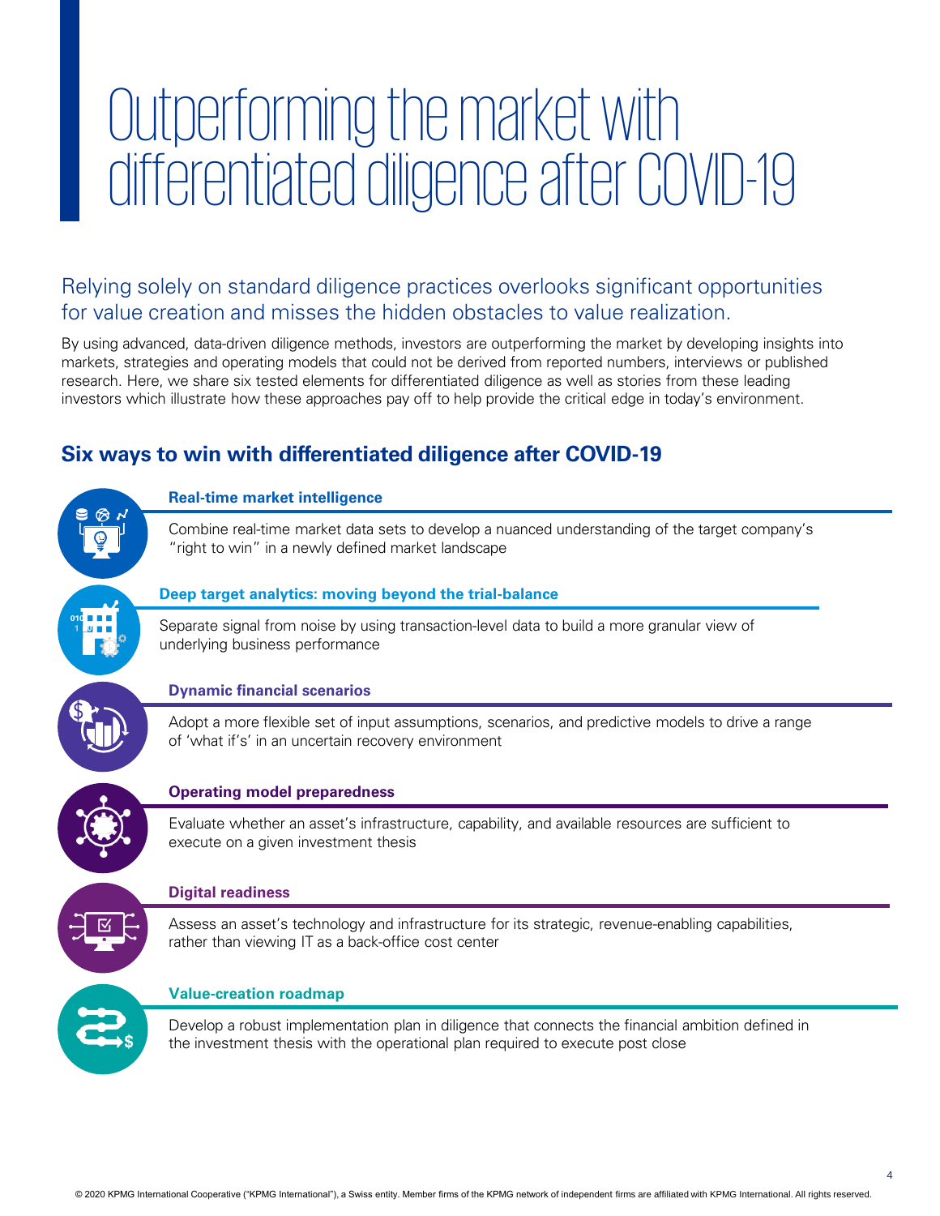# Outperforming the market with differentiated diligence after COVID-19

Relying solely on standard diligence practices overlooks significant opportunities for value creation and misses the hidden obstacles to value realization.

By using advanced, data-driven diligence methods, investors are outperforming the market by developing insights into markets, strategies and operating models that could not be derived from reported numbers, interviews or published research. Here, we share six tested elements for differentiated diligence as well as stories from these leading investors which illustrate how these approaches pay off to help provide the critical edge in today's environment.

## Six ways to win with differentiated diligence after COVID-19

### Real-time market intelligence

Combine real-time market data sets to develop a nuanced understanding of the target company's "right to win" in a newly defined market landscape

### Deep target analytics: moving beyond the trial-balance

Separate signal from noise by using transaction-level data to build a more granular view of underlying business performance

### Dynamic financial scenarios

Adopt a more flexible set of input assumptions, scenarios, and predictive models to drive a range of 'what if's' in an uncertain recovery environment

### Operating model preparedness

Evaluate whether an asset's infrastructure, capability, and available resources are sufficient to execute on a given investment thesis

### Digital readiness

Assess an asset's technology and infrastructure for its strategic, revenue-enabling capabilities, rather than viewing IT as a back-office cost center

### Value-creation roadmap

Develop a robust implementation plan in diligence that connects the financial ambition defined in the investment thesis with the operational plan required to execute post close

© 2020 KPMG International Cooperative ("KPMG International"), a Swiss entity. Member firms of the KPMG network of independent firms are affiliated with KPMG International. All rights reserved.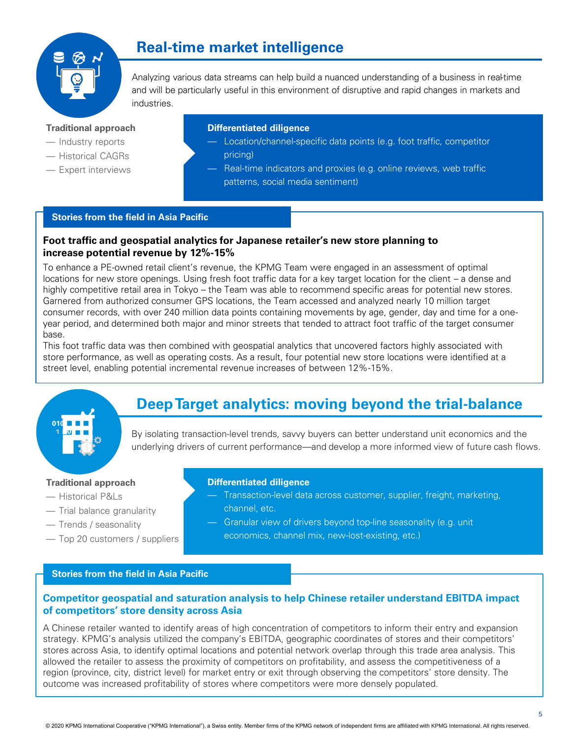## Real-time market intelligence

Analyzing various data streams can help build a nuanced understanding of a business in real-time and will be particularly useful in this environment of disruptive and rapid changes in markets and industries.

**Traditional approach**

- Industry reports
- Historical CAGRs
- Expert interviews

**Differentiated diligence**

- Location/channel-specific data points (e.g. foot traffic, competitor pricing)
- Real-time indicators and proxies (e.g. online reviews, web traffic patterns, social media sentiment)

**Stories from the field in Asia Pacific**

**Foot traffic and geospatial analytics for Japanese retailer's new store planning to increase potential revenue by 12%-15%**

To enhance a PE-owned retail client's revenue, the KPMG Team were engaged in an assessment of optimal locations for new store openings. Using fresh foot traffic data for a key target location for the client – a dense and highly competitive retail area in Tokyo – the Team was able to recommend specific areas for potential new stores. Garnered from authorized consumer GPS locations, the Team accessed and analyzed nearly 10 million target consumer records, with over 240 million data points containing movements by age, gender, day and time for a one-year period, and determined both major and minor streets that tended to attract foot traffic of the target consumer base.

This foot traffic data was then combined with geospatial analytics that uncovered factors highly associated with store performance, as well as operating costs. As a result, four potential new store locations were identified at a street level, enabling potential incremental revenue increases of between 12%-15%.

## Deep Target analytics: moving beyond the trial-balance

By isolating transaction-level trends, savvy buyers can better understand unit economics and the underlying drivers of current performance—and develop a more informed view of future cash flows.

**Traditional approach**

- Historical P&Ls
- Trial balance granularity
- Trends / seasonality
- Top 20 customers / suppliers

**Differentiated diligence**

- Transaction-level data across customer, supplier, freight, marketing, channel, etc.
- Granular view of drivers beyond top-line seasonality (e.g. unit economics, channel mix, new-lost-existing, etc.)

**Stories from the field in Asia Pacific**

**Competitor geospatial and saturation analysis to help Chinese retailer understand EBITDA impact of competitors' store density across Asia**

A Chinese retailer wanted to identify areas of high concentration of competitors to inform their entry and expansion strategy. KPMG's analysis utilized the company's EBITDA, geographic coordinates of stores and their competitors' stores across Asia, to identify optimal locations and potential network overlap through this trade area analysis. This allowed the retailer to assess the proximity of competitors on profitability, and assess the competitiveness of a region (province, city, district level) for market entry or exit through observing the competitors' store density. The outcome was increased profitability of stores where competitors were more densely populated.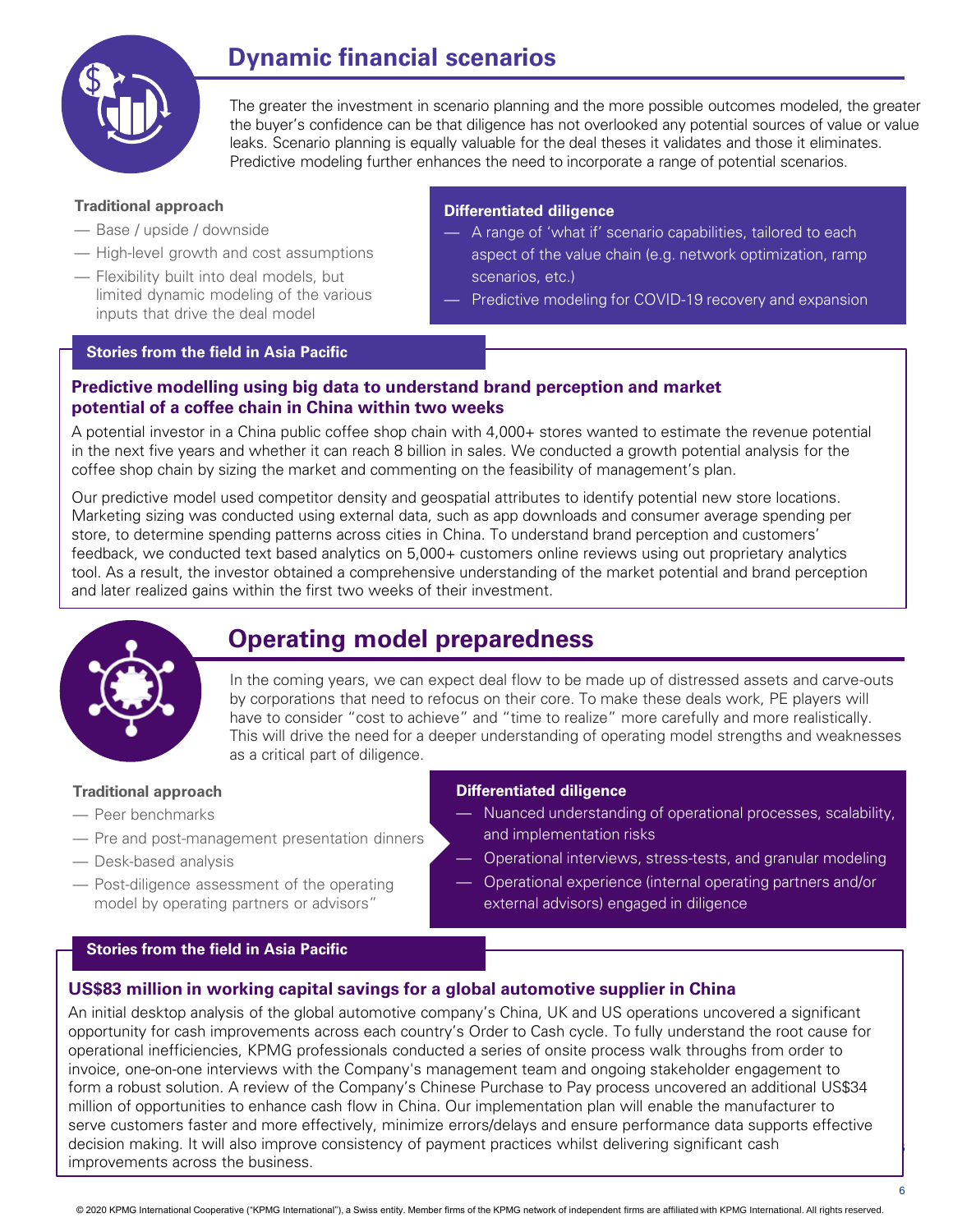## Dynamic financial scenarios

The greater the investment in scenario planning and the more possible outcomes modeled, the greater the buyer's confidence can be that diligence has not overlooked any potential sources of value or value leaks. Scenario planning is equally valuable for the deal theses it validates and those it eliminates. Predictive modeling further enhances the need to incorporate a range of potential scenarios.

**Traditional approach**

- Base / upside / downside
- High-level growth and cost assumptions
- Flexibility built into deal models, but limited dynamic modeling of the various inputs that drive the deal model

**Differentiated diligence**

- A range of 'what if' scenario capabilities, tailored to each aspect of the value chain (e.g. network optimization, ramp scenarios, etc.)
- Predictive modeling for COVID-19 recovery and expansion

**Stories from the field in Asia Pacific**

### Predictive modelling using big data to understand brand perception and market potential of a coffee chain in China within two weeks

A potential investor in a China public coffee shop chain with 4,000+ stores wanted to estimate the revenue potential in the next five years and whether it can reach 8 billion in sales. We conducted a growth potential analysis for the coffee shop chain by sizing the market and commenting on the feasibility of management's plan.

Our predictive model used competitor density and geospatial attributes to identify potential new store locations. Marketing sizing was conducted using external data, such as app downloads and consumer average spending per store, to determine spending patterns across cities in China. To understand brand perception and customers' feedback, we conducted text based analytics on 5,000+ customers online reviews using out proprietary analytics tool. As a result, the investor obtained a comprehensive understanding of the market potential and brand perception and later realized gains within the first two weeks of their investment.

## Operating model preparedness

In the coming years, we can expect deal flow to be made up of distressed assets and carve-outs by corporations that need to refocus on their core. To make these deals work, PE players will have to consider "cost to achieve" and "time to realize" more carefully and more realistically. This will drive the need for a deeper understanding of operating model strengths and weaknesses as a critical part of diligence.

**Traditional approach**

- Peer benchmarks
- Pre and post-management presentation dinners
- Desk-based analysis
- Post-diligence assessment of the operating model by operating partners or advisors"

**Differentiated diligence**

- Nuanced understanding of operational processes, scalability, and implementation risks
- Operational interviews, stress-tests, and granular modeling
- Operational experience (internal operating partners and/or external advisors) engaged in diligence

**Stories from the field in Asia Pacific**

### US$83 million in working capital savings for a global automotive supplier in China

An initial desktop analysis of the global automotive company's China, UK and US operations uncovered a significant opportunity for cash improvements across each country's Order to Cash cycle. To fully understand the root cause for operational inefficiencies, KPMG professionals conducted a series of onsite process walk throughs from order to invoice, one-on-one interviews with the Company's management team and ongoing stakeholder engagement to form a robust solution. A review of the Company's Chinese Purchase to Pay process uncovered an additional US$34 million of opportunities to enhance cash flow in China. Our implementation plan will enable the manufacturer to serve customers faster and more effectively, minimize errors/delays and ensure performance data supports effective decision making. It will also improve consistency of payment practices whilst delivering significant cash improvements across the business.

© 2020 KPMG International Cooperative ("KPMG International"), a Swiss entity. Member firms of the KPMG network of independent firms are affiliated with KPMG International. All rights reserved.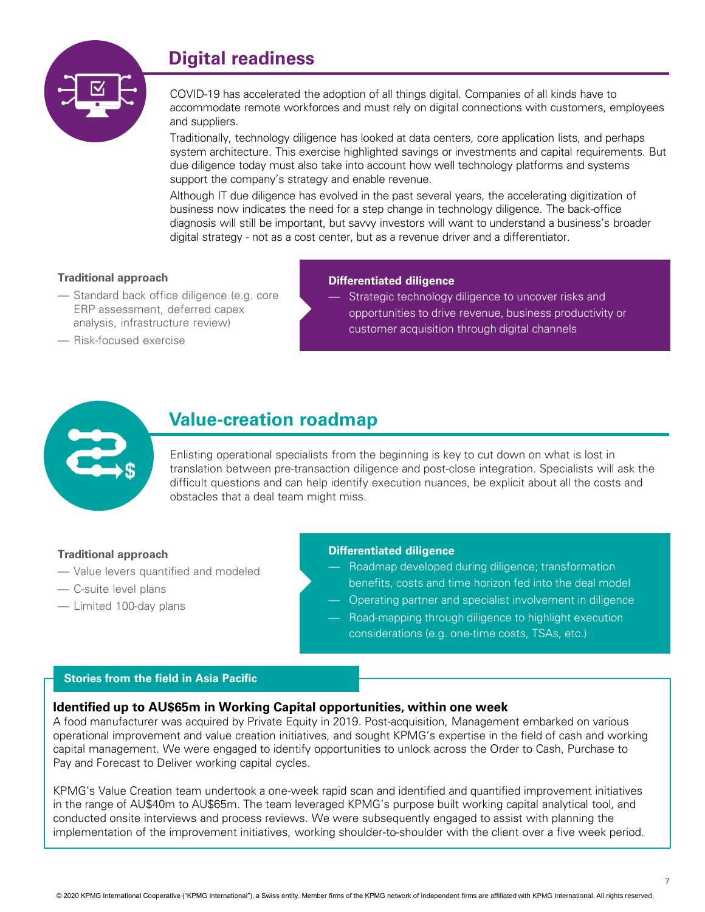## Digital readiness

COVID-19 has accelerated the adoption of all things digital. Companies of all kinds have to accommodate remote workforces and must rely on digital connections with customers, employees and suppliers.

Traditionally, technology diligence has looked at data centers, core application lists, and perhaps system architecture. This exercise highlighted savings or investments and capital requirements. But due diligence today must also take into account how well technology platforms and systems support the company's strategy and enable revenue.

Although IT due diligence has evolved in the past several years, the accelerating digitization of business now indicates the need for a step change in technology diligence. The back-office diagnosis will still be important, but savvy investors will want to understand a business's broader digital strategy - not as a cost center, but as a revenue driver and a differentiator.

**Traditional approach**

— Standard back office diligence (e.g. core ERP assessment, deferred capex analysis, infrastructure review)

— Risk-focused exercise

**Differentiated diligence**

— Strategic technology diligence to uncover risks and opportunities to drive revenue, business productivity or customer acquisition through digital channels

## Value-creation roadmap

Enlisting operational specialists from the beginning is key to cut down on what is lost in translation between pre-transaction diligence and post-close integration. Specialists will ask the difficult questions and can help identify execution nuances, be explicit about all the costs and obstacles that a deal team might miss.

**Traditional approach**

— Value levers quantified and modeled

— C-suite level plans

— Limited 100-day plans

**Differentiated diligence**

— Roadmap developed during diligence; transformation benefits, costs and time horizon fed into the deal model

— Operating partner and specialist involvement in diligence

— Road-mapping through diligence to highlight execution considerations (e.g. one-time costs, TSAs, etc.)

**Stories from the field in Asia Pacific**

### Identified up to AU$65m in Working Capital opportunities, within one week

A food manufacturer was acquired by Private Equity in 2019. Post-acquisition, Management embarked on various operational improvement and value creation initiatives, and sought KPMG's expertise in the field of cash and working capital management. We were engaged to identify opportunities to unlock across the Order to Cash, Purchase to Pay and Forecast to Deliver working capital cycles.

KPMG's Value Creation team undertook a one-week rapid scan and identified and quantified improvement initiatives in the range of AU$40m to AU$65m. The team leveraged KPMG's purpose built working capital analytical tool, and conducted onsite interviews and process reviews. We were subsequently engaged to assist with planning the implementation of the improvement initiatives, working shoulder-to-shoulder with the client over a five week period.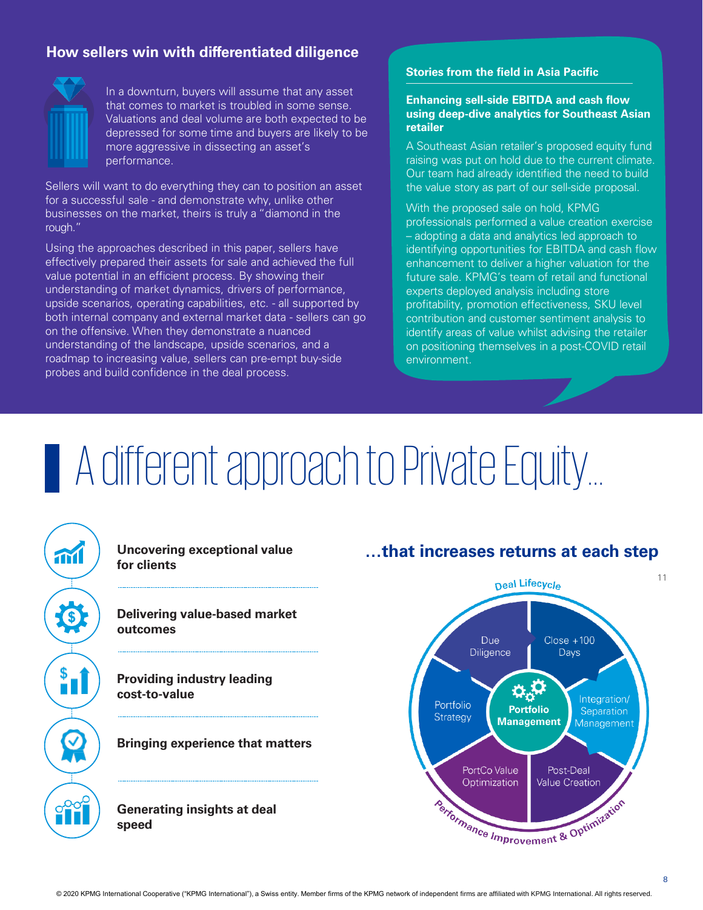## How sellers win with differentiated diligence

In a downturn, buyers will assume that any asset that comes to market is troubled in some sense. Valuations and deal volume are both expected to be depressed for some time and buyers are likely to be more aggressive in dissecting an asset's performance.

Sellers will want to do everything they can to position an asset for a successful sale - and demonstrate why, unlike other businesses on the market, theirs is truly a "diamond in the rough."

Using the approaches described in this paper, sellers have effectively prepared their assets for sale and achieved the full value potential in an efficient process. By showing their understanding of market dynamics, drivers of performance, upside scenarios, operating capabilities, etc. - all supported by both internal company and external market data - sellers can go on the offensive. When they demonstrate a nuanced understanding of the landscape, upside scenarios, and a roadmap to increasing value, sellers can pre-empt buy-side probes and build confidence in the deal process.

### Stories from the field in Asia Pacific

**Enhancing sell-side EBITDA and cash flow using deep-dive analytics for Southeast Asian retailer**

A Southeast Asian retailer's proposed equity fund raising was put on hold due to the current climate. Our team had already identified the need to build the value story as part of our sell-side proposal.

With the proposed sale on hold, KPMG professionals performed a value creation exercise – adopting a data and analytics led approach to identifying opportunities for EBITDA and cash flow enhancement to deliver a higher valuation for the future sale. KPMG's team of retail and functional experts deployed analysis including store profitability, promotion effectiveness, SKU level contribution and customer sentiment analysis to identify areas of value whilst advising the retailer on positioning themselves in a post-COVID retail environment.

# A different approach to Private Equity...

**Uncovering exceptional value for clients**

**Delivering value-based market outcomes**

**Providing industry leading cost-to-value**

**Bringing experience that matters**

**Generating insights at deal speed**

## ...that increases returns at each step[11]

Deal Lifecycle

- Due Diligence
- Close +100 Days
- Integration/ Separation Management
- Post-Deal Value Creation
- PortCo Value Optimization
- Portfolio Strategy

**Portfolio Management**

Performance Improvement & Optimization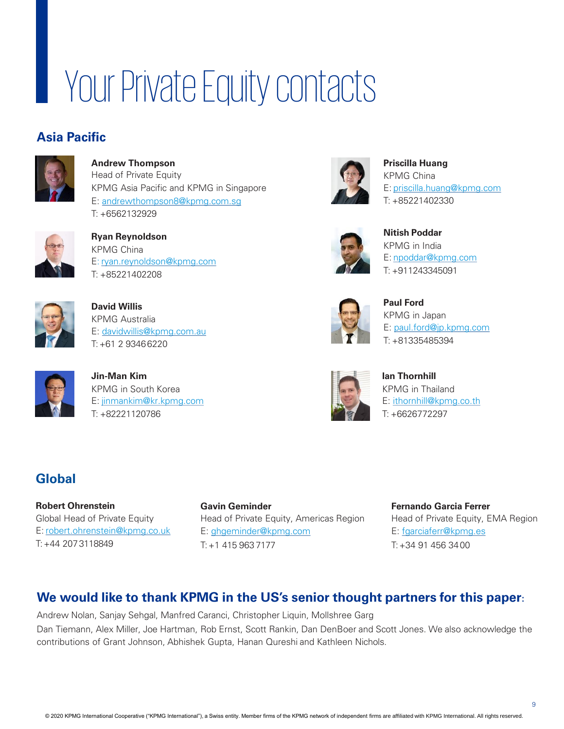# Your Private Equity contacts

## Asia Pacific

**Andrew Thompson**
Head of Private Equity
KPMG Asia Pacific and KPMG in Singapore
E: andrewthompson8@kpmg.com.sg
T: +6562132929

**Ryan Reynoldson**
KPMG China
E: ryan.reynoldson@kpmg.com
T: +85221402208

**David Willis**
KPMG Australia
E: davidwillis@kpmg.com.au
T: +61 2 9346 6220

**Jin-Man Kim**
KPMG in South Korea
E: jinmankim@kr.kpmg.com
T: +82221120786

**Priscilla Huang**
KPMG China
E: priscilla.huang@kpmg.com
T: +85221402330

**Nitish Poddar**
KPMG in India
E: npoddar@kpmg.com
T: +911243345091

**Paul Ford**
KPMG in Japan
E: paul.ford@jp.kpmg.com
T: +81335485394

**Ian Thornhill**
KPMG in Thailand
E: ithornhill@kpmg.co.th
T: +6626772297

## Global

**Robert Ohrenstein**
Global Head of Private Equity
E: robert.ohrenstein@kpmg.co.uk
T: +44 207 3118849

**Gavin Geminder**
Head of Private Equity, Americas Region
E: ghgeminder@kpmg.com
T: +1 415 963 7177

**Fernando Garcia Ferrer**
Head of Private Equity, EMA Region
E: fgarciaferr@kpmg.es
T: +34 91 456 34 00

## We would like to thank KPMG in the US's senior thought partners for this paper:

Andrew Nolan, Sanjay Sehgal, Manfred Caranci, Christopher Liquin, Mollshree Garg

Dan Tiemann, Alex Miller, Joe Hartman, Rob Ernst, Scott Rankin, Dan DenBoer and Scott Jones. We also acknowledge the contributions of Grant Johnson, Abhishek Gupta, Hanan Qureshi and Kathleen Nichols.

© 2020 KPMG International Cooperative ("KPMG International"), a Swiss entity. Member firms of the KPMG network of independent firms are affiliated with KPMG International. All rights reserved.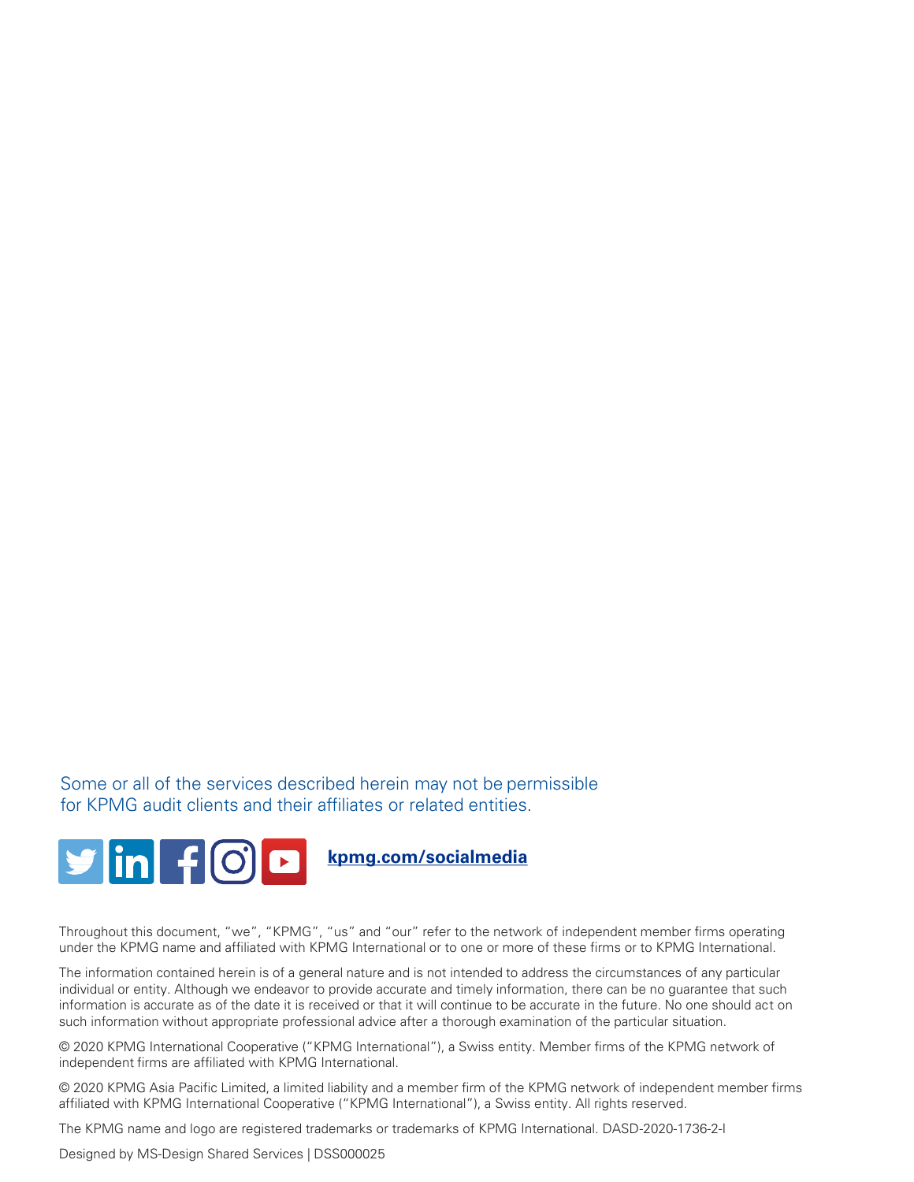Some or all of the services described herein may not be permissible for KPMG audit clients and their affiliates or related entities.

**kpmg.com/socialmedia**

Throughout this document, "we", "KPMG", "us" and "our" refer to the network of independent member firms operating under the KPMG name and affiliated with KPMG International or to one or more of these firms or to KPMG International.

The information contained herein is of a general nature and is not intended to address the circumstances of any particular individual or entity. Although we endeavor to provide accurate and timely information, there can be no guarantee that such information is accurate as of the date it is received or that it will continue to be accurate in the future. No one should act on such information without appropriate professional advice after a thorough examination of the particular situation.

© 2020 KPMG International Cooperative ("KPMG International"), a Swiss entity. Member firms of the KPMG network of independent firms are affiliated with KPMG International.

© 2020 KPMG Asia Pacific Limited, a limited liability and a member firm of the KPMG network of independent member firms affiliated with KPMG International Cooperative ("KPMG International"), a Swiss entity. All rights reserved.

The KPMG name and logo are registered trademarks or trademarks of KPMG International. DASD-2020-1736-2-I

Designed by MS-Design Shared Services | DSS000025